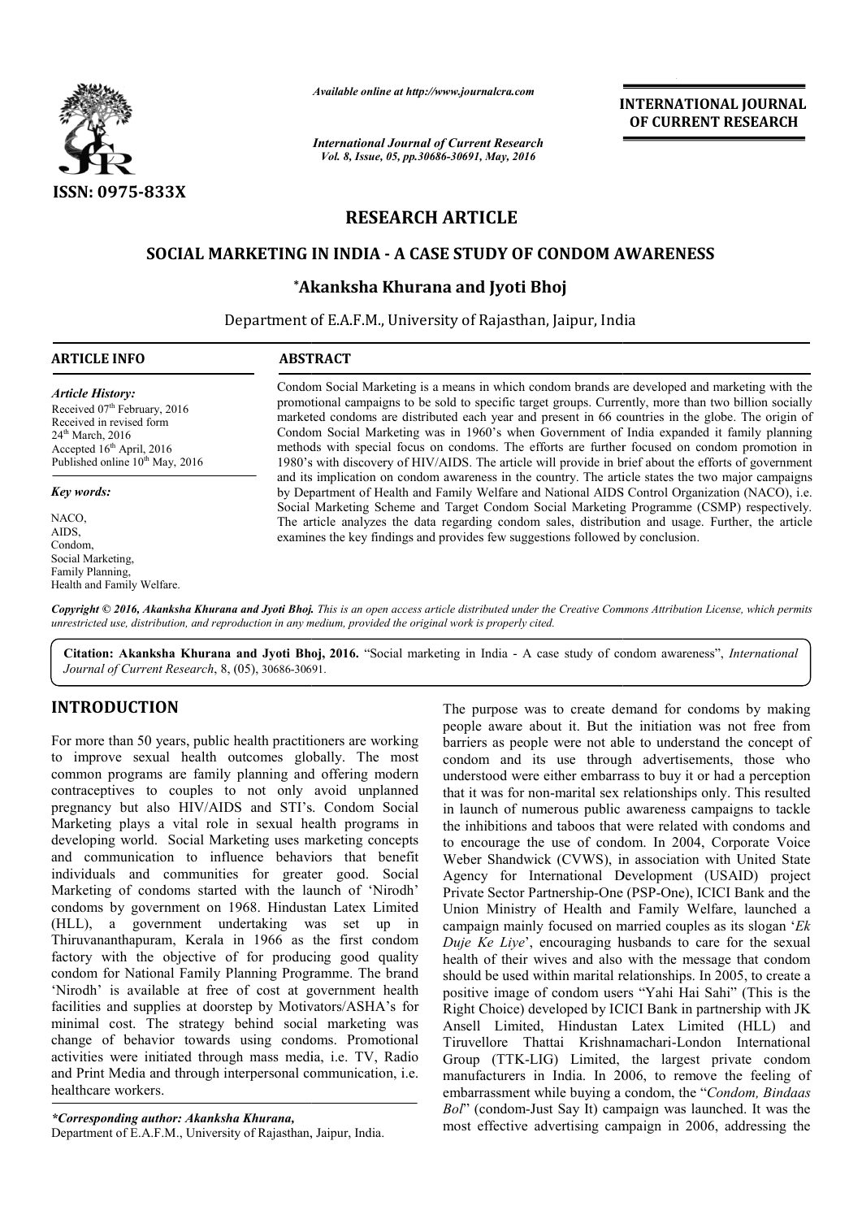# RESEARCH ARTICLE

## SOCIAL MARKETING IN INDIA - A CASE STUDY OF CONDOM AWARENESS

**\*Akanksha Khurana and Jyoti Bhoj**

Department of E.A.F.M., University of Rajasthan, Jaipur, India

**ARTICLE INFO**

*Article History:*
Received 07th February, 2016
Received in revised form
24th March, 2016
Accepted 16th April, 2016
Published online 10th May, 2016

*Key words:*
NACO,
AIDS,
Condom,
Social Marketing,
Family Planning,
Health and Family Welfare.

**ABSTRACT**

Condom Social Marketing is a means in which condom brands are developed and marketing with the promotional campaigns to be sold to specific target groups. Currently, more than two billion socially marketed condoms are distributed each year and present in 66 countries in the globe. The origin of Condom Social Marketing was in 1960's when Government of India expanded it family planning methods with special focus on condoms. The efforts are further focused on condom promotion in 1980's with discovery of HIV/AIDS. The article will provide in brief about the efforts of government and its implication on condom awareness in the country. The article states the two major campaigns by Department of Health and Family Welfare and National AIDS Control Organization (NACO), i.e. Social Marketing Scheme and Target Condom Social Marketing Programme (CSMP) respectively. The article analyzes the data regarding condom sales, distribution and usage. Further, the article examines the key findings and provides few suggestions followed by conclusion.

*Copyright © 2016, Akanksha Khurana and Jyoti Bhoj. This is an open access article distributed under the Creative Commons Attribution License, which permits unrestricted use, distribution, and reproduction in any medium, provided the original work is properly cited.*

**Citation: Akanksha Khurana and Jyoti Bhoj, 2016.** "Social marketing in India - A case study of condom awareness", *International Journal of Current Research*, 8, (05), 30686-30691.

# INTRODUCTION

For more than 50 years, public health practitioners are working to improve sexual health outcomes globally. The most common programs are family planning and offering modern contraceptives to couples to not only avoid unplanned pregnancy but also HIV/AIDS and STI's. Condom Social Marketing plays a vital role in sexual health programs in developing world. Social Marketing uses marketing concepts and communication to influence behaviors that benefit individuals and communities for greater good. Social Marketing of condoms started with the launch of 'Nirodh' condoms by government on 1968. Hindustan Latex Limited (HLL), a government undertaking was set up in Thiruvananthapuram, Kerala in 1966 as the first condom factory with the objective of for producing good quality condom for National Family Planning Programme. The brand 'Nirodh' is available at free of cost at government health facilities and supplies at doorstep by Motivators/ASHA's for minimal cost. The strategy behind social marketing was change of behavior towards using condoms. Promotional activities were initiated through mass media, i.e. TV, Radio and Print Media and through interpersonal communication, i.e. healthcare workers.

The purpose was to create demand for condoms by making people aware about it. But the initiation was not free from barriers as people were not able to understand the concept of condom and its use through advertisements, those who understood were either embarrass to buy it or had a perception that it was for non-marital sex relationships only. This resulted in launch of numerous public awareness campaigns to tackle the inhibitions and taboos that were related with condoms and to encourage the use of condom. In 2004, Corporate Voice Weber Shandwick (CVWS), in association with United State Agency for International Development (USAID) project Private Sector Partnership-One (PSP-One), ICICI Bank and the Union Ministry of Health and Family Welfare, launched a campaign mainly focused on married couples as its slogan '*Ek Duje Ke Liye*', encouraging husbands to care for the sexual health of their wives and also with the message that condom should be used within marital relationships. In 2005, to create a positive image of condom users "Yahi Hai Sahi" (This is the Right Choice) developed by ICICI Bank in partnership with JK Ansell Limited, Hindustan Latex Limited (HLL) and Tiruvellore Thattai Krishnamachari-London International Group (TTK-LIG) Limited, the largest private condom manufacturers in India. In 2006, to remove the feeling of embarrassment while buying a condom, the "*Condom, Bindaas Bol*" (condom-Just Say It) campaign was launched. It was the most effective advertising campaign in 2006, addressing the

*\*Corresponding author: Akanksha Khurana,*
Department of E.A.F.M., University of Rajasthan, Jaipur, India.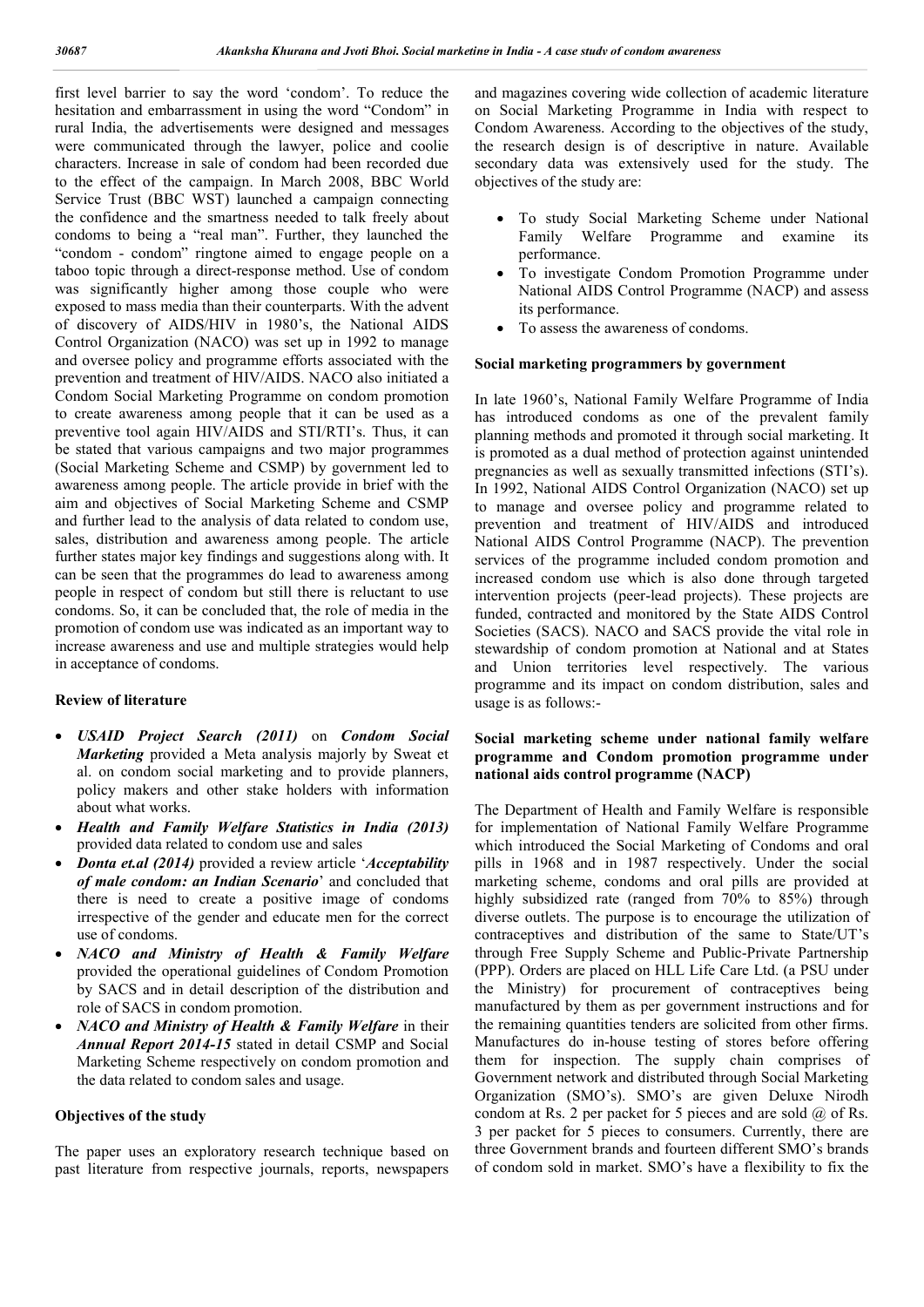first level barrier to say the word 'condom'. To reduce the hesitation and embarrassment in using the word "Condom" in rural India, the advertisements were designed and messages were communicated through the lawyer, police and coolie characters. Increase in sale of condom had been recorded due to the effect of the campaign. In March 2008, BBC World Service Trust (BBC WST) launched a campaign connecting the confidence and the smartness needed to talk freely about condoms to being a "real man". Further, they launched the "condom - condom" ringtone aimed to engage people on a taboo topic through a direct-response method. Use of condom was significantly higher among those couple who were exposed to mass media than their counterparts. With the advent of discovery of AIDS/HIV in 1980's, the National AIDS Control Organization (NACO) was set up in 1992 to manage and oversee policy and programme efforts associated with the prevention and treatment of HIV/AIDS. NACO also initiated a Condom Social Marketing Programme on condom promotion to create awareness among people that it can be used as a preventive tool again HIV/AIDS and STI/RTI's. Thus, it can be stated that various campaigns and two major programmes (Social Marketing Scheme and CSMP) by government led to awareness among people. The article provide in brief with the aim and objectives of Social Marketing Scheme and CSMP and further lead to the analysis of data related to condom use, sales, distribution and awareness among people. The article further states major key findings and suggestions along with. It can be seen that the programmes do lead to awareness among people in respect of condom but still there is reluctant to use condoms. So, it can be concluded that, the role of media in the promotion of condom use was indicated as an important way to increase awareness and use and multiple strategies would help in acceptance of condoms.

### Review of literature

- ***USAID Project Search (2011)*** on ***Condom Social Marketing*** provided a Meta analysis majorly by Sweat et al. on condom social marketing and to provide planners, policy makers and other stake holders with information about what works.
- ***Health and Family Welfare Statistics in India (2013)*** provided data related to condom use and sales
- ***Donta et.al (2014)*** provided a review article '***Acceptability of male condom: an Indian Scenario***' and concluded that there is need to create a positive image of condoms irrespective of the gender and educate men for the correct use of condoms.
- ***NACO and Ministry of Health & Family Welfare*** provided the operational guidelines of Condom Promotion by SACS and in detail description of the distribution and role of SACS in condom promotion.
- ***NACO and Ministry of Health & Family Welfare*** in their ***Annual Report 2014-15*** stated in detail CSMP and Social Marketing Scheme respectively on condom promotion and the data related to condom sales and usage.

### Objectives of the study

The paper uses an exploratory research technique based on past literature from respective journals, reports, newspapers and magazines covering wide collection of academic literature on Social Marketing Programme in India with respect to Condom Awareness. According to the objectives of the study, the research design is of descriptive in nature. Available secondary data was extensively used for the study. The objectives of the study are:

- To study Social Marketing Scheme under National Family Welfare Programme and examine its performance.
- To investigate Condom Promotion Programme under National AIDS Control Programme (NACP) and assess its performance.
- To assess the awareness of condoms.

### Social marketing programmers by government

In late 1960's, National Family Welfare Programme of India has introduced condoms as one of the prevalent family planning methods and promoted it through social marketing. It is promoted as a dual method of protection against unintended pregnancies as well as sexually transmitted infections (STI's). In 1992, National AIDS Control Organization (NACO) set up to manage and oversee policy and programme related to prevention and treatment of HIV/AIDS and introduced National AIDS Control Programme (NACP). The prevention services of the programme included condom promotion and increased condom use which is also done through targeted intervention projects (peer-lead projects). These projects are funded, contracted and monitored by the State AIDS Control Societies (SACS). NACO and SACS provide the vital role in stewardship of condom promotion at National and at States and Union territories level respectively. The various programme and its impact on condom distribution, sales and usage is as follows:-

### Social marketing scheme under national family welfare programme and Condom promotion programme under national aids control programme (NACP)

The Department of Health and Family Welfare is responsible for implementation of National Family Welfare Programme which introduced the Social Marketing of Condoms and oral pills in 1968 and 1987 respectively. Under the social marketing scheme, condoms and oral pills are provided at highly subsidized rate (ranged from 70% to 85%) through diverse outlets. The purpose is to encourage the utilization of contraceptives and distribution of the same to State/UT's through Free Supply Scheme and Public-Private Partnership (PPP). Orders are placed on HLL Life Care Ltd. (a PSU under the Ministry) for procurement of contraceptives being manufactured by them as per government instructions and for the remaining quantities tenders are solicited from other firms. Manufactures do in-house testing of stores before offering them for inspection. The supply chain comprises of Government network and distributed through Social Marketing Organization (SMO's). SMO's are given Deluxe Nirodh condom at Rs. 2 per packet for 5 pieces and are sold @ of Rs. 3 per packet for 5 pieces to consumers. Currently, there are three Government brands and fourteen different SMO's brands of condom sold in market. SMO's have a flexibility to fix the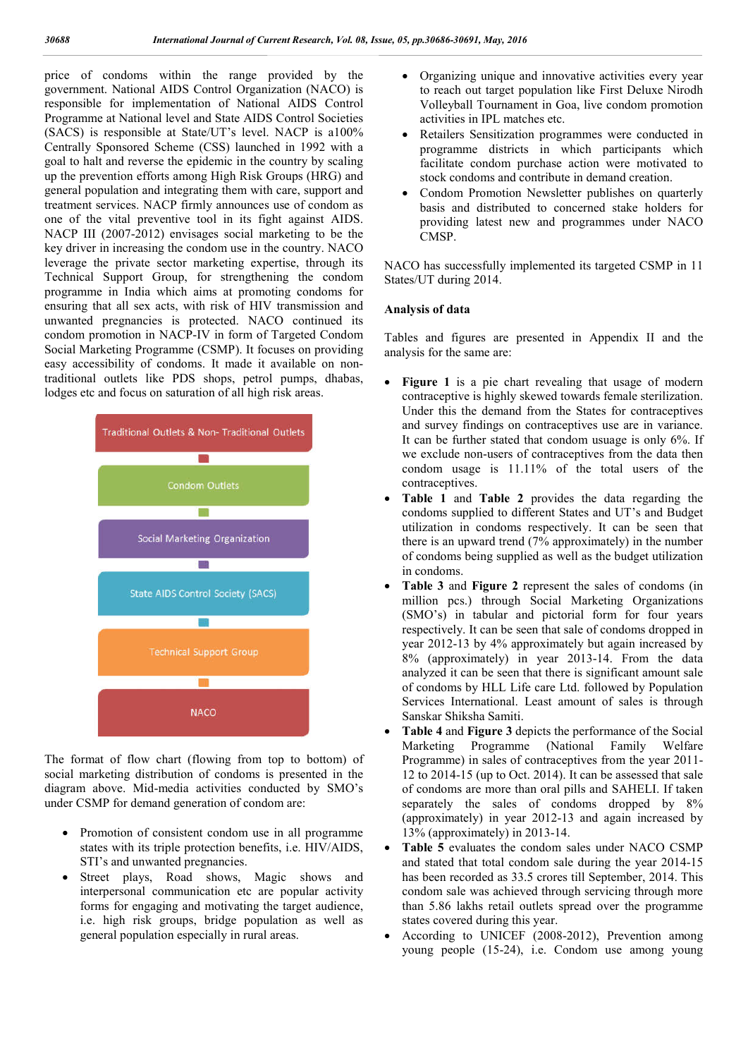price of condoms within the range provided by the government. National AIDS Control Organization (NACO) is responsible for implementation of National AIDS Control Programme at National level and State AIDS Control Societies (SACS) is responsible at State/UT's level. NACP is a100% Centrally Sponsored Scheme (CSS) launched in 1992 with a goal to halt and reverse the epidemic in the country by scaling up the prevention efforts among High Risk Groups (HRG) and general population and integrating them with care, support and treatment services. NACP firmly announces use of condom as one of the vital preventive tool in its fight against AIDS. NACP III (2007-2012) envisages social marketing to be the key driver in increasing the condom use in the country. NACO leverage the private sector marketing expertise, through its Technical Support Group, for strengthening the condom programme in India which aims at promoting condoms for ensuring that all sex acts, with risk of HIV transmission and unwanted pregnancies is protected. NACO continued its condom promotion in NACP-IV in form of Targeted Condom Social Marketing Programme (CSMP). It focuses on providing easy accessibility of condoms. It made it available on non-traditional outlets like PDS shops, petrol pumps, dhabas, lodges etc and focus on saturation of all high risk areas.

Traditional Outlets & Non- Traditional Outlets

Condom Outlets

Social Marketing Organization

State AIDS Control Society (SACS)

Technical Support Group

NACO

The format of flow chart (flowing from top to bottom) of social marketing distribution of condoms is presented in the diagram above. Mid-media activities conducted by SMO's under CSMP for demand generation of condom are:

- Promotion of consistent condom use in all programme states with its triple protection benefits, i.e. HIV/AIDS, STI's and unwanted pregnancies.
- Street plays, Road shows, Magic shows and interpersonal communication etc are popular activity forms for engaging and motivating the target audience, i.e. high risk groups, bridge population as well as general population especially in rural areas.
- Organizing unique and innovative activities every year to reach out target population like First Deluxe Nirodh Volleyball Tournament in Goa, live condom promotion activities in IPL matches etc.
- Retailers Sensitization programmes were conducted in programme districts in which participants which facilitate condom purchase action were motivated to stock condoms and contribute in demand creation.
- Condom Promotion Newsletter publishes on quarterly basis and distributed to concerned stake holders for providing latest new and programmes under NACO CMSP.

NACO has successfully implemented its targeted CSMP in 11 States/UT during 2014.

## Analysis of data

Tables and figures are presented in Appendix II and the analysis for the same are:

- **Figure 1** is a pie chart revealing that usage of modern contraceptive is highly skewed towards female sterilization. Under this the demand from the States for contraceptives and survey findings on contraceptives use are in variance. It can be further stated that condom usage is only 6%. If we exclude non-users of contraceptives from the data then condom usage is 11.11% of the total users of the contraceptives.
- **Table 1** and **Table 2** provides the data regarding the condoms supplied to different States and UT's and Budget utilization in condoms respectively. It can be seen that there is an upward trend (7% approximately) in the number of condoms being supplied as well as the budget utilization in condoms.
- **Table 3** and **Figure 2** represent the sales of condoms (in million pcs.) through Social Marketing Organizations (SMO's) in tabular and pictorial form for four years respectively. It can be seen that sale of condoms dropped in year 2012-13 by 4% approximately but again increased by 8% (approximately) in year 2013-14. From the data analyzed it can be seen that there is significant amount sale of condoms by HLL Life care Ltd. followed by Population Services International. Least amount of sales is through Sanskar Shiksha Samiti.
- **Table 4** and **Figure 3** depicts the performance of the Social Marketing Programme (National Family Welfare Programme) in sales of contraceptives from the year 2011-12 to 2014-15 (up to Oct. 2014). It can be assessed that sale of condoms are more than oral pills and SAHELI. If taken separately the sales of condoms dropped by 8% (approximately) in year 2012-13 and again increased by 13% (approximately) in 2013-14.
- **Table 5** evaluates the condom sales under NACO CSMP and stated that total condom sale during the year 2014-15 has been recorded as 33.5 crores till September, 2014. This condom sale was achieved through servicing through more than 5.86 lakhs retail outlets spread over the programme states covered during this year.
- According to UNICEF (2008-2012), Prevention among young people (15-24), i.e. Condom use among young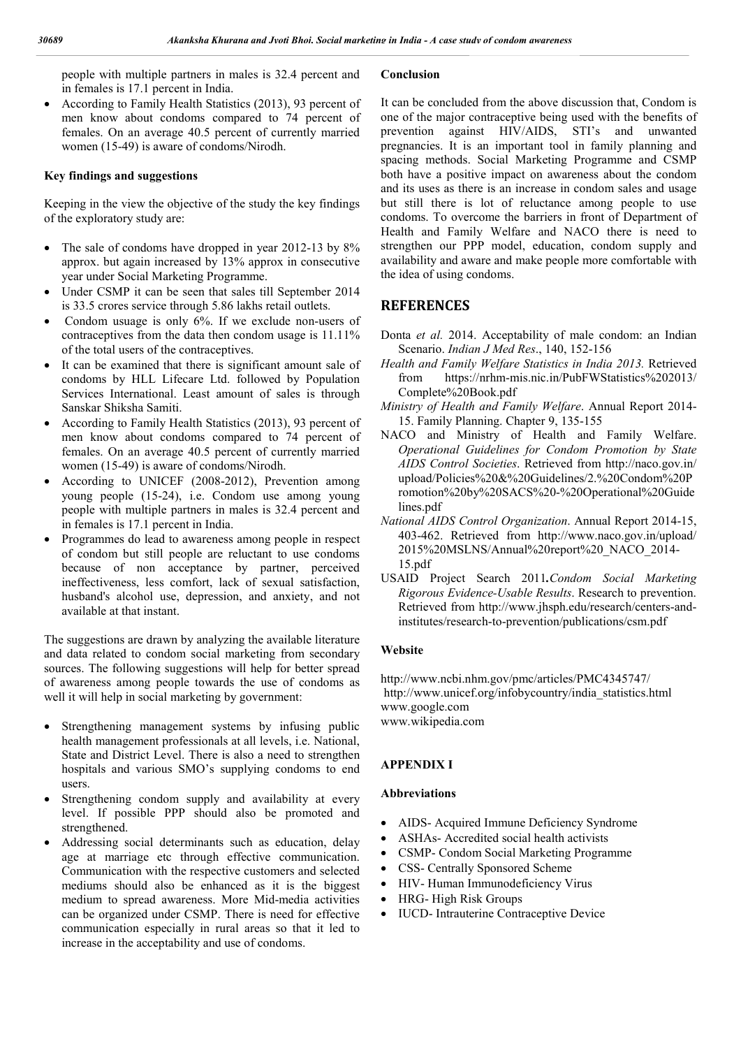people with multiple partners in males is 32.4 percent and in females is 17.1 percent in India.

- According to Family Health Statistics (2013), 93 percent of men know about condoms compared to 74 percent of females. On an average 40.5 percent of currently married women (15-49) is aware of condoms/Nirodh.

**Key findings and suggestions**

Keeping in the view the objective of the study the key findings of the exploratory study are:

- The sale of condoms have dropped in year 2012-13 by 8% approx. but again increased by 13% approx in consecutive year under Social Marketing Programme.
- Under CSMP it can be seen that sales till September 2014 is 33.5 crores service through 5.86 lakhs retail outlets.
- Condom usuage is only 6%. If we exclude non-users of contraceptives from the data then condom usage is 11.11% of the total users of the contraceptives.
- It can be examined that there is significant amount sale of condoms by HLL Lifecare Ltd. followed by Population Services International. Least amount of sales is through Sanskar Shiksha Samiti.
- According to Family Health Statistics (2013), 93 percent of men know about condoms compared to 74 percent of females. On an average 40.5 percent of currently married women (15-49) is aware of condoms/Nirodh.
- According to UNICEF (2008-2012), Prevention among young people (15-24), i.e. Condom use among young people with multiple partners in males is 32.4 percent and in females is 17.1 percent in India.
- Programmes do lead to awareness among people in respect of condom but still people are reluctant to use condoms because of non acceptance by partner, perceived ineffectiveness, less comfort, lack of sexual satisfaction, husband's alcohol use, depression, and anxiety, and not available at that instant.

The suggestions are drawn by analyzing the available literature and data related to condom social marketing from secondary sources. The following suggestions will help for better spread of awareness among people towards the use of condoms as well it will help in social marketing by government:

- Strengthening management systems by infusing public health management professionals at all levels, i.e. National, State and District Level. There is also a need to strengthen hospitals and various SMO's supplying condoms to end users.
- Strengthening condom supply and availability at every level. If possible PPP should also be promoted and strengthened.
- Addressing social determinants such as education, delay age at marriage etc through effective communication. Communication with the respective customers and selected mediums should also be enhanced as it is the biggest medium to spread awareness. More Mid-media activities can be organized under CSMP. There is need for effective communication especially in rural areas so that it led to increase in the acceptability and use of condoms.

**Conclusion**

It can be concluded from the above discussion that, Condom is one of the major contraceptive being used with the benefits of prevention against HIV/AIDS, STI's and unwanted pregnancies. It is an important tool in family planning and spacing methods. Social Marketing Programme and CSMP both have a positive impact on awareness about the condom and its uses as there is an increase in condom sales and usage but still there is lot of reluctance among people to use condoms. To overcome the barriers in front of Department of Health and Family Welfare and NACO there is need to strengthen our PPP model, education, condom supply and availability and aware and make people more comfortable with the idea of using condoms.

## REFERENCES

Donta *et al.* 2014. Acceptability of male condom: an Indian Scenario. *Indian J Med Res*., 140, 152-156

*Health and Family Welfare Statistics in India 2013.* Retrieved from https://nrhm-mis.nic.in/PubFWStatistics%202013/Complete%20Book.pdf

*Ministry of Health and Family Welfare*. Annual Report 2014-15. Family Planning. Chapter 9, 135-155

NACO and Ministry of Health and Family Welfare. *Operational Guidelines for Condom Promotion by State AIDS Control Societies*. Retrieved from http://naco.gov.in/upload/Policies%20&%20Guidelines/2.%20Condom%20Promotion%20by%20SACS%20-%20Operational%20Guidelines.pdf

*National AIDS Control Organization*. Annual Report 2014-15, 403-462. Retrieved from http://www.naco.gov.in/upload/2015%20MSLNS/Annual%report%20_NACO_2014-15.pdf

USAID Project Search 2011**.***Condom Social Marketing Rigorous Evidence-Usable Results*. Research to prevention. Retrieved from http://www.jhsph.edu/research/centers-and-institutes/research-to-prevention/publications/csm.pdf

**Website**

http://www.ncbi.nhm.gov/pmc/articles/PMC4345747/
http://www.unicef.org/infobycountry/india_statistics.html
www.google.com
www.wikipedia.com

**APPENDIX I**

**Abbreviations**

- AIDS- Acquired Immune Deficiency Syndrome
- ASHAs- Accredited social health activists
- CSMP- Condom Social Marketing Programme
- CSS- Centrally Sponsored Scheme
- HIV- Human Immunodeficiency Virus
- HRG- High Risk Groups
- IUCD- Intrauterine Contraceptive Device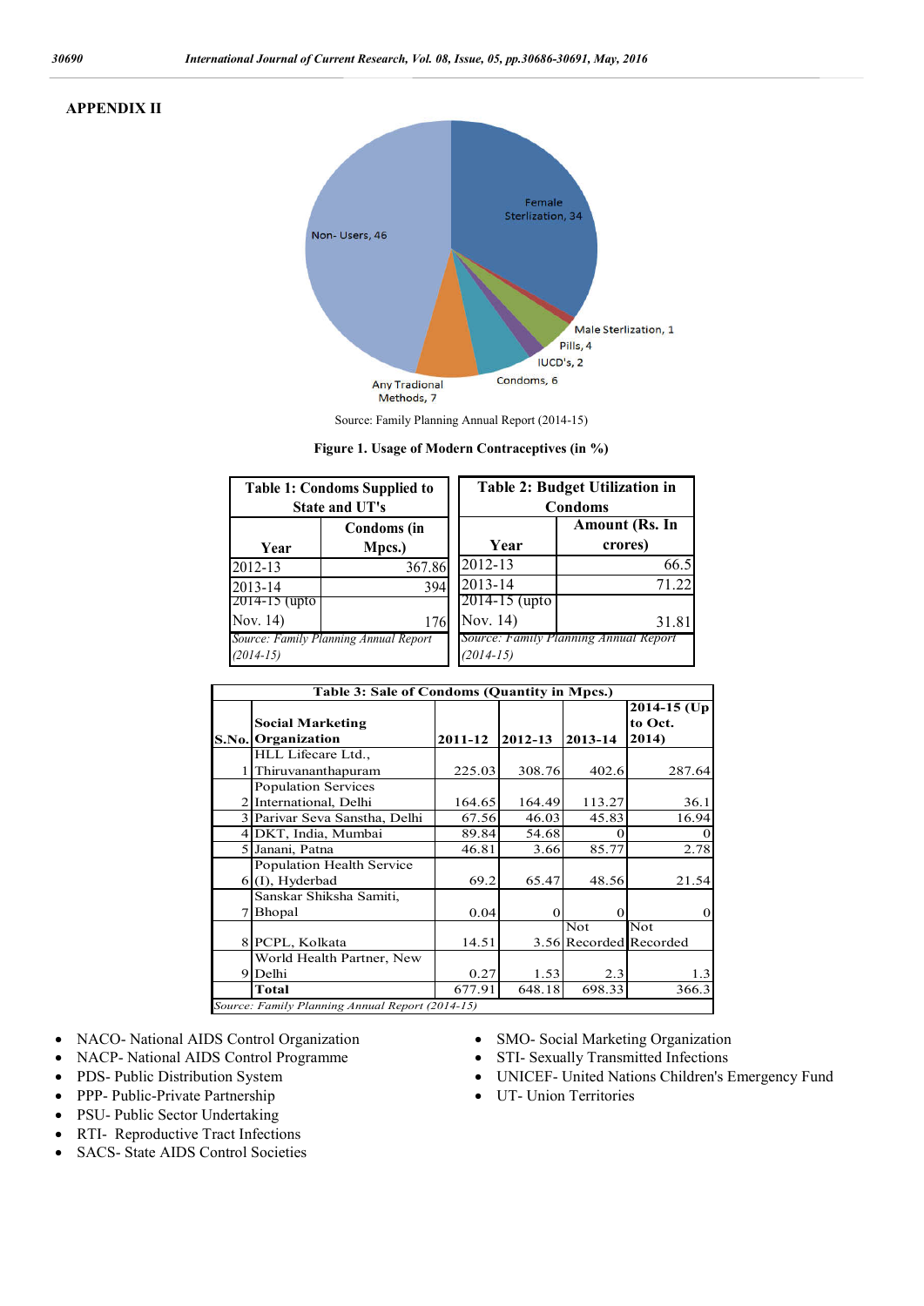## APPENDIX II

Source: Family Planning Annual Report (2014-15)

**Figure 1. Usage of Modern Contraceptives (in %)**

**Table 1: Condoms Supplied to State and UT's**

| Year | Condoms (in Mpcs.) |
|---|---|
| 2012-13 | 367.86 |
| 2013-14 | 394 |
| 2014-15 (upto Nov. 14) | 176 |

*Source: Family Planning Annual Report (2014-15)*

**Table 2: Budget Utilization in Condoms**

| Year | Amount (Rs. In crores) |
|---|---|
| 2012-13 | 66.5 |
| 2013-14 | 71.22 |
| 2014-15 (upto Nov. 14) | 31.81 |

*Source: Family Planning Annual Report (2014-15)*

**Table 3: Sale of Condoms (Quantity in Mpcs.)**

| S.No. | Social Marketing Organization | 2011-12 | 2012-13 | 2013-14 | 2014-15 (Up to Oct. 2014) |
|---|---|---|---|---|---|
| 1 | HLL Lifecare Ltd., Thiruvananthapuram | 225.03 | 308.76 | 402.6 | 287.64 |
| 2 | Population Services International, Delhi | 164.65 | 164.49 | 113.27 | 36.1 |
| 3 | Parivar Seva Sanstha, Delhi | 67.56 | 46.03 | 45.83 | 16.94 |
| 4 | DKT, India, Mumbai | 89.84 | 54.68 | 0 | 0 |
| 5 | Janani, Patna | 46.81 | 3.66 | 85.77 | 2.78 |
| 6 | Population Health Service (I), Hyderbad | 69.2 | 65.47 | 48.56 | 21.54 |
| 7 | Sanskar Shiksha Samiti, Bhopal | 0.04 | 0 | 0 | 0 |
| 8 | PCPL, Kolkata | 14.51 | 3.56 | Not Recorded | Not Recorded |
| 9 | World Health Partner, New Delhi | 0.27 | 1.53 | 2.3 | 1.3 |
| | **Total** | 677.91 | 648.18 | 698.33 | 366.3 |

*Source: Family Planning Annual Report (2014-15)*

- NACO- National AIDS Control Organization
- NACP- National AIDS Control Programme
- PDS- Public Distribution System
- PPP- Public-Private Partnership
- PSU- Public Sector Undertaking
- RTI- Reproductive Tract Infections
- SACS- State AIDS Control Societies
- SMO- Social Marketing Organization
- STI- Sexually Transmitted Infections
- UNICEF- United Nations Children's Emergency Fund
- UT- Union Territories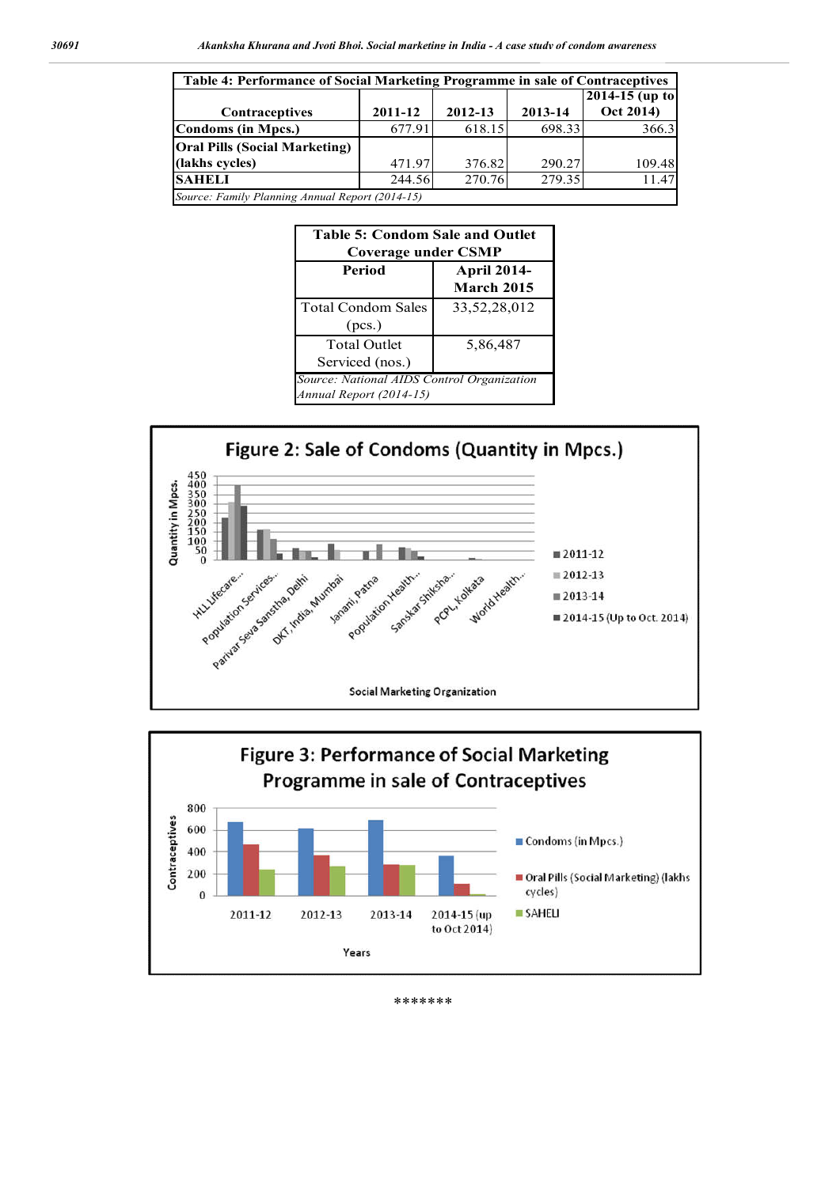| Table 4: Performance of Social Marketing Programme in sale of Contraceptives | | | | |
|---|---|---|---|---|
| **Contraceptives** | **2011-12** | **2012-13** | **2013-14** | **2014-15 (up to Oct 2014)** |
| **Condoms (in Mpcs.)** | 677.91 | 618.15 | 698.33 | 366.3 |
| **Oral Pills (Social Marketing) (lakhs cycles)** | 471.97 | 376.82 | 290.27 | 109.48 |
| **SAHELI** | 244.56 | 270.76 | 279.35 | 11.47 |

*Source: Family Planning Annual Report (2014-15)*

| Table 5: Condom Sale and Outlet Coverage under CSMP | |
|---|---|
| **Period** | **April 2014-March 2015** |
| Total Condom Sales (pcs.) | 33,52,28,012 |
| Total Outlet Serviced (nos.) | 5,86,487 |

*Source: National AIDS Control Organization Annual Report (2014-15)*

Figure 2: Sale of Condoms (Quantity in Mpcs.)

Quantity in Mpcs.

450
400
350
300
250
200
150
100
50
0

HLL Lifecare...
Population Services...
Parivar Seva Sanstha, Delhi
DKT, India, Mumbai
Janani, Patna
Population Health...
Sanskar Shiksha...
PCPL, Kolkata
World Health...

Social Marketing Organization

2011-12
2012-13
2013-14
2014-15 (Up to Oct. 2014)

Figure 3: Performance of Social Marketing Programme in sale of Contraceptives

Contraceptives

800
600
400
200
0

2011-12
2012-13
2013-14
2014-15 (up to Oct 2014)

Years

Condoms (in Mpcs.)
Oral Pills (Social Marketing) (lakhs cycles)
SAHELI

*******